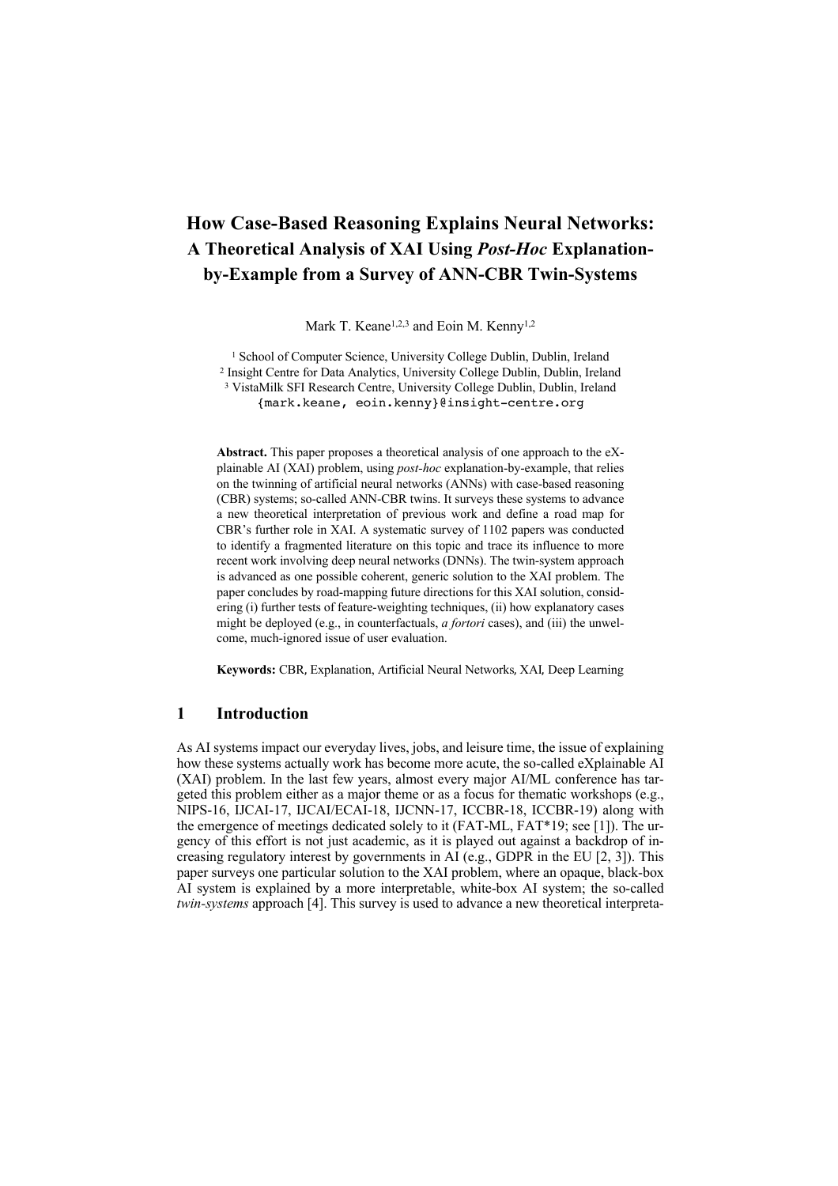# How Case-Based Reasoning Explains Neural Networks: A Theoretical Analysis of XAI Using *Post-Hoc* Explanation-by-Example from a Survey of ANN-CBR Twin-Systems

Mark T. Keane[1,2,3] and Eoin M. Kenny[1,2]

[1] School of Computer Science, University College Dublin, Dublin, Ireland
[2] Insight Centre for Data Analytics, University College Dublin, Dublin, Ireland
[3] VistaMilk SFI Research Centre, University College Dublin, Dublin, Ireland
{mark.keane, eoin.kenny}@insight-centre.org

**Abstract.** This paper proposes a theoretical analysis of one approach to the eXplainable AI (XAI) problem, using *post-hoc* explanation-by-example, that relies on the twinning of artificial neural networks (ANNs) with case-based reasoning (CBR) systems; so-called ANN-CBR twins. It surveys these systems to advance a new theoretical interpretation of previous work and define a road map for CBR's further role in XAI. A systematic survey of 1102 papers was conducted to identify a fragmented literature on this topic and trace its influence to more recent work involving deep neural networks (DNNs). The twin-system approach is advanced as one possible coherent, generic solution to the XAI problem. The paper concludes by road-mapping future directions for this XAI solution, considering (i) further tests of feature-weighting techniques, (ii) how explanatory cases might be deployed (e.g., in counterfactuals, *a fortori* cases), and (iii) the unwelcome, much-ignored issue of user evaluation.

**Keywords:** CBR, Explanation, Artificial Neural Networks, XAI, Deep Learning

## 1 Introduction

As AI systems impact our everyday lives, jobs, and leisure time, the issue of explaining how these systems actually work has become more acute, the so-called eXplainable AI (XAI) problem. In the last few years, almost every major AI/ML conference has targeted this problem either as a major theme or as a focus for thematic workshops (e.g., NIPS-16, IJCAI-17, IJCAI/ECAI-18, IJCNN-17, ICCBR-18, ICCBR-19) along with the emergence of meetings dedicated solely to it (FAT-ML, FAT*19; see [1]). The urgency of this effort is not just academic, as it is played out against a backdrop of increasing regulatory interest by governments in AI (e.g., GDPR in the EU [2, 3]). This paper surveys one particular solution to the XAI problem, where an opaque, black-box AI system is explained by a more interpretable, white-box AI system; the so-called *twin-systems* approach [4]. This survey is used to advance a new theoretical interpreta-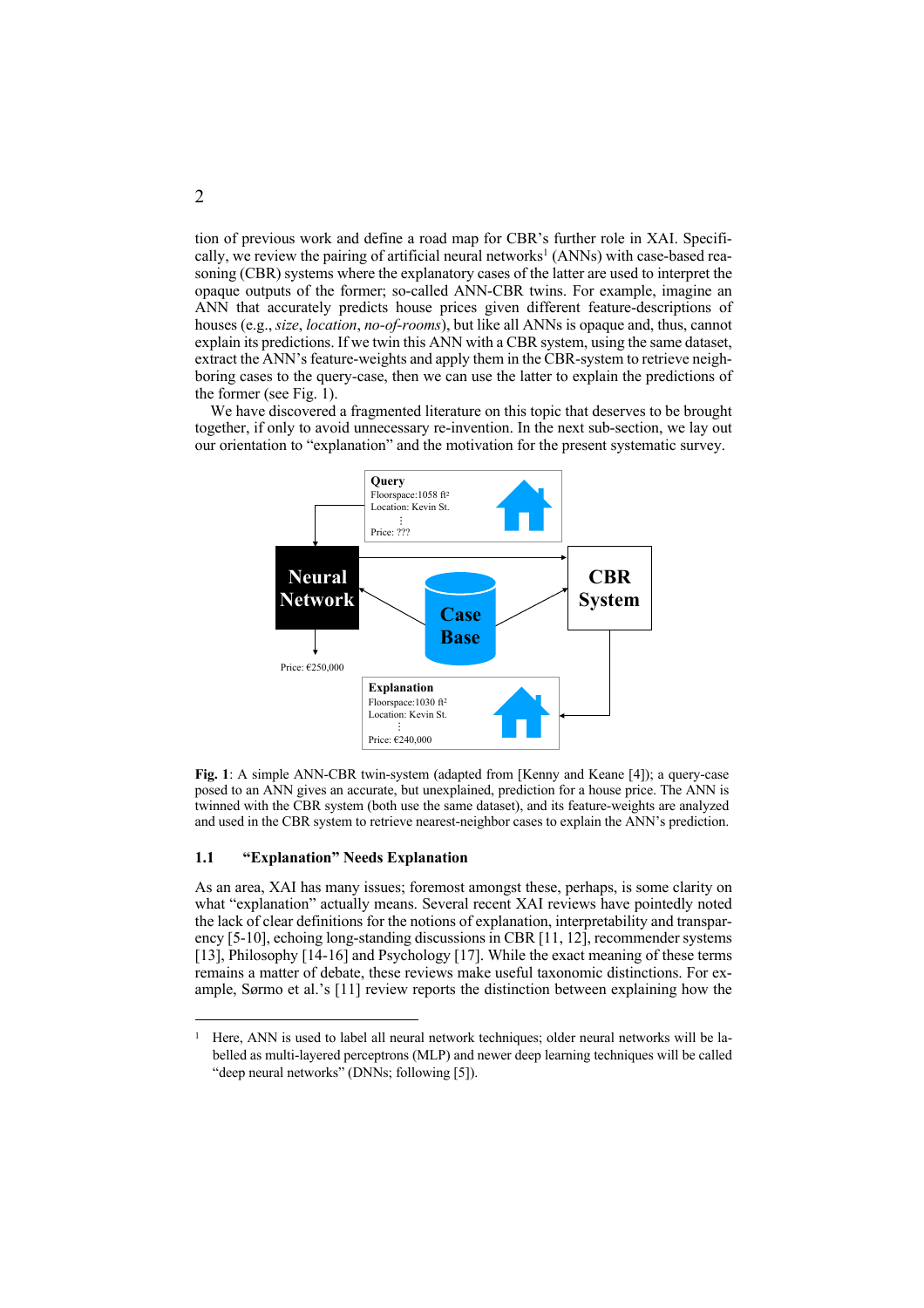tion of previous work and define a road map for CBR's further role in XAI. Specifically, we review the pairing of artificial neural networks[1] (ANNs) with case-based reasoning (CBR) systems where the explanatory cases of the latter are used to interpret the opaque outputs of the former; so-called ANN-CBR twins. For example, imagine an ANN that accurately predicts house prices given different feature-descriptions of houses (e.g., *size*, *location*, *no-of-rooms*), but like all ANNs is opaque and, thus, cannot explain its predictions. If we twin this ANN with a CBR system, using the same dataset, extract the ANN's feature-weights and apply them in the CBR-system to retrieve neighboring cases to the query-case, then we can use the latter to explain the predictions of the former (see Fig. 1).

We have discovered a fragmented literature on this topic that deserves to be brought together, if only to avoid unnecessary re-invention. In the next sub-section, we lay out our orientation to "explanation" and the motivation for the present systematic survey.

**Fig. 1**: A simple ANN-CBR twin-system (adapted from [Kenny and Keane [4]); a query-case posed to an ANN gives an accurate, but unexplained, prediction for a house price. The ANN is twinned with the CBR system (both use the same dataset), and its feature-weights are analyzed and used in the CBR system to retrieve nearest-neighbor cases to explain the ANN's prediction.

### 1.1 "Explanation" Needs Explanation

As an area, XAI has many issues; foremost amongst these, perhaps, is some clarity on what "explanation" actually means. Several recent XAI reviews have pointedly noted the lack of clear definitions for the notions of explanation, interpretability and transparency [5-10], echoing long-standing discussions in CBR [11, 12], recommender systems [13], Philosophy [14-16] and Psychology [17]. While the exact meaning of these terms remains a matter of debate, these reviews make useful taxonomic distinctions. For example, Sørmo et al.'s [11] review reports the distinction between explaining how the

---

[1] Here, ANN is used to label all neural network techniques; older neural networks will be labelled as multi-layered perceptrons (MLP) and newer deep learning techniques will be called "deep neural networks" (DNNs; following [5]).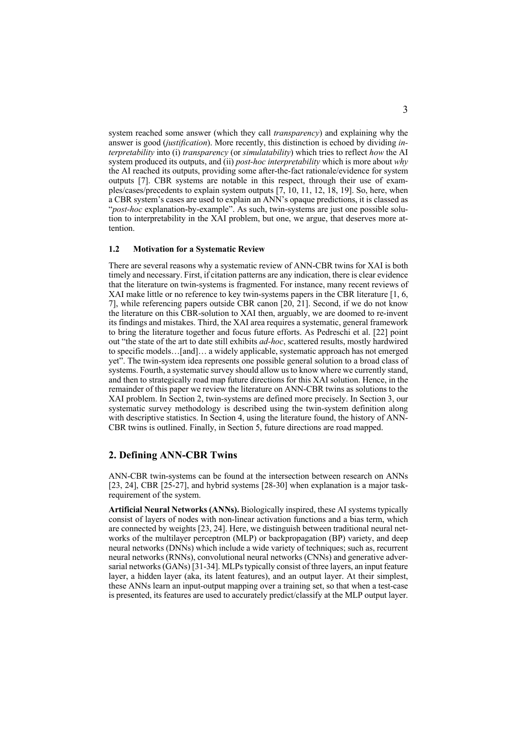system reached some answer (which they call *transparency*) and explaining why the answer is good (*justification*). More recently, this distinction is echoed by dividing *interpretability* into (i) *transparency* (or *simulatability*) which tries to reflect *how* the AI system produced its outputs, and (ii) *post-hoc interpretability* which is more about *why* the AI reached its outputs, providing some after-the-fact rationale/evidence for system outputs [7]. CBR systems are notable in this respect, through their use of examples/cases/precedents to explain system outputs [7, 10, 11, 12, 18, 19]. So, here, when a CBR system's cases are used to explain an ANN's opaque predictions, it is classed as "*post-hoc* explanation-by-example". As such, twin-systems are just one possible solution to interpretability in the XAI problem, but one, we argue, that deserves more attention.

### 1.2 Motivation for a Systematic Review

There are several reasons why a systematic review of ANN-CBR twins for XAI is both timely and necessary. First, if citation patterns are any indication, there is clear evidence that the literature on twin-systems is fragmented. For instance, many recent reviews of XAI make little or no reference to key twin-systems papers in the CBR literature [1, 6, 7], while referencing papers outside CBR canon [20, 21]. Second, if we do not know the literature on this CBR-solution to XAI then, arguably, we are doomed to re-invent its findings and mistakes. Third, the XAI area requires a systematic, general framework to bring the literature together and focus future efforts. As Pedreschi et al. [22] point out "the state of the art to date still exhibits *ad-hoc*, scattered results, mostly hardwired to specific models…[and]… a widely applicable, systematic approach has not emerged yet". The twin-system idea represents one possible general solution to a broad class of systems. Fourth, a systematic survey should allow us to know where we currently stand, and then to strategically road map future directions for this XAI solution. Hence, in the remainder of this paper we review the literature on ANN-CBR twins as solutions to the XAI problem. In Section 2, twin-systems are defined more precisely. In Section 3, our systematic survey methodology is described using the twin-system definition along with descriptive statistics. In Section 4, using the literature found, the history of ANN-CBR twins is outlined. Finally, in Section 5, future directions are road mapped.

## 2. Defining ANN-CBR Twins

ANN-CBR twin-systems can be found at the intersection between research on ANNs [23, 24], CBR [25-27], and hybrid systems [28-30] when explanation is a major task-requirement of the system.

**Artificial Neural Networks (ANNs).** Biologically inspired, these AI systems typically consist of layers of nodes with non-linear activation functions and a bias term, which are connected by weights [23, 24]. Here, we distinguish between traditional neural networks of the multilayer perceptron (MLP) or backpropagation (BP) variety, and deep neural networks (DNNs) which include a wide variety of techniques; such as, recurrent neural networks (RNNs), convolutional neural networks (CNNs) and generative adversarial networks (GANs) [31-34]. MLPs typically consist of three layers, an input feature layer, a hidden layer (aka, its latent features), and an output layer. At their simplest, these ANNs learn an input-output mapping over a training set, so that when a test-case is presented, its features are used to accurately predict/classify at the MLP output layer.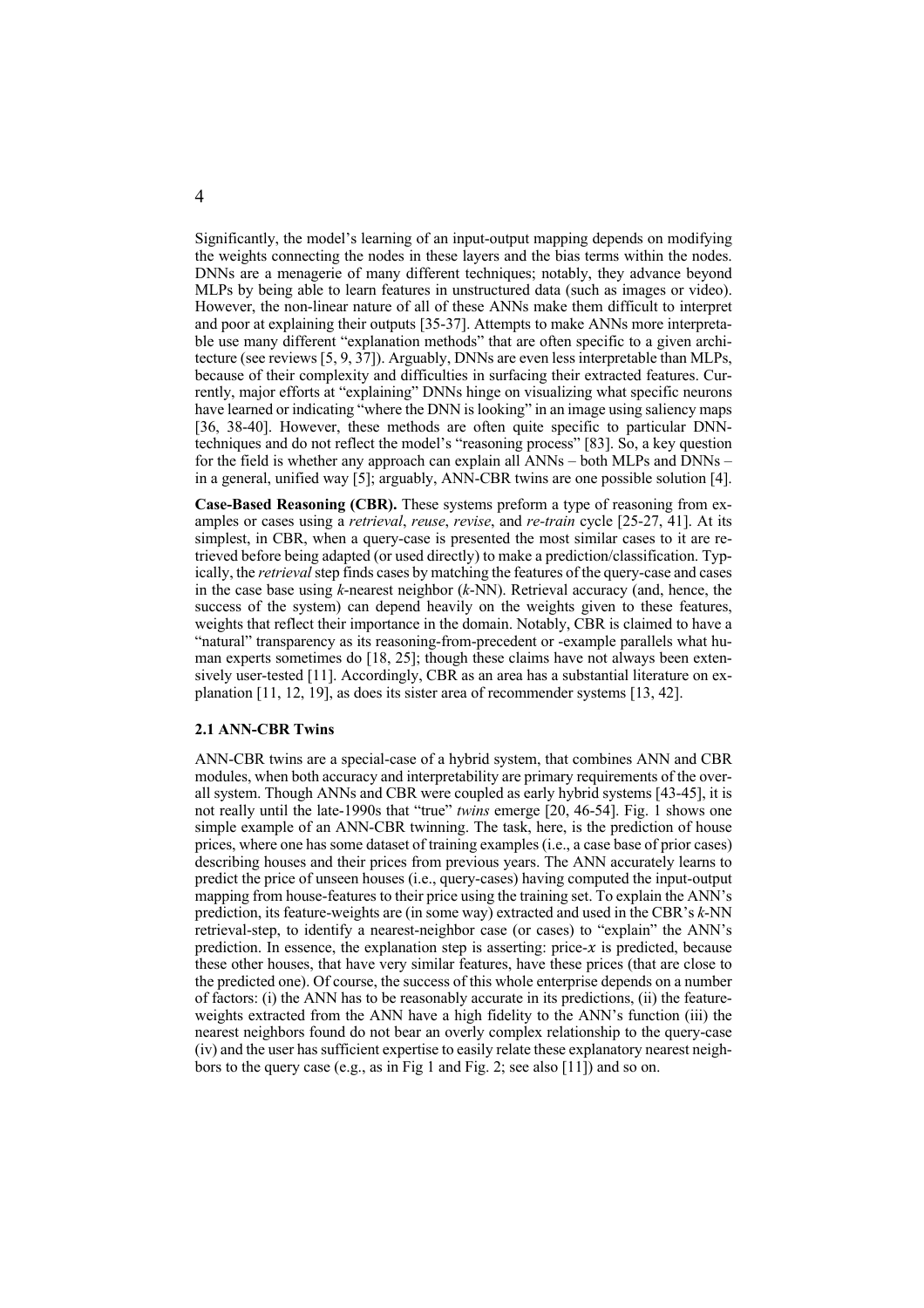Significantly, the model's learning of an input-output mapping depends on modifying the weights connecting the nodes in these layers and the bias terms within the nodes. DNNs are a menagerie of many different techniques; notably, they advance beyond MLPs by being able to learn features in unstructured data (such as images or video). However, the non-linear nature of all of these ANNs make them difficult to interpret and poor at explaining their outputs [35-37]. Attempts to make ANNs more interpretable use many different "explanation methods" that are often specific to a given architecture (see reviews [5, 9, 37]). Arguably, DNNs are even less interpretable than MLPs, because of their complexity and difficulties in surfacing their extracted features. Currently, major efforts at "explaining" DNNs hinge on visualizing what specific neurons have learned or indicating "where the DNN is looking" in an image using saliency maps [36, 38-40]. However, these methods are often quite specific to particular DNN-techniques and do not reflect the model's "reasoning process" [83]. So, a key question for the field is whether any approach can explain all ANNs – both MLPs and DNNs – in a general, unified way [5]; arguably, ANN-CBR twins are one possible solution [4].

**Case-Based Reasoning (CBR).** These systems preform a type of reasoning from examples or cases using a *retrieval*, *reuse*, *revise*, and *re-train* cycle [25-27, 41]. At its simplest, in CBR, when a query-case is presented the most similar cases to it are retrieved before being adapted (or used directly) to make a prediction/classification. Typically, the *retrieval* step finds cases by matching the features of the query-case and cases in the case base using *k*-nearest neighbor (*k*-NN). Retrieval accuracy (and, hence, the success of the system) can depend heavily on the weights given to these features, weights that reflect their importance in the domain. Notably, CBR is claimed to have a "natural" transparency as its reasoning-from-precedent or -example parallels what human experts sometimes do [18, 25]; though these claims have not always been extensively user-tested [11]. Accordingly, CBR as an area has a substantial literature on explanation [11, 12, 19], as does its sister area of recommender systems [13, 42].

### 2.1 ANN-CBR Twins

ANN-CBR twins are a special-case of a hybrid system, that combines ANN and CBR modules, when both accuracy and interpretability are primary requirements of the overall system. Though ANNs and CBR were coupled as early hybrid systems [43-45], it is not really until the late-1990s that "true" *twins* emerge [20, 46-54]. Fig. 1 shows one simple example of an ANN-CBR twinning. The task, here, is the prediction of house prices, where one has some dataset of training examples (i.e., a case base of prior cases) describing houses and their prices from previous years. The ANN accurately learns to predict the price of unseen houses (i.e., query-cases) having computed the input-output mapping from house-features to their price using the training set. To explain the ANN's prediction, its feature-weights are (in some way) extracted and used in the CBR's *k*-NN retrieval-step, to identify a nearest-neighbor case (or cases) to "explain" the ANN's prediction. In essence, the explanation step is asserting: price-$x$ is predicted, because these other houses, that have very similar features, have these prices (that are close to the predicted one). Of course, the success of this whole enterprise depends on a number of factors: (i) the ANN has to be reasonably accurate in its predictions, (ii) the feature-weights extracted from the ANN have a high fidelity to the ANN's function (iii) the nearest neighbors found do not bear an overly complex relationship to the query-case (iv) and the user has sufficient expertise to easily relate these explanatory nearest neighbors to the query case (e.g., as in Fig 1 and Fig. 2; see also [11]) and so on.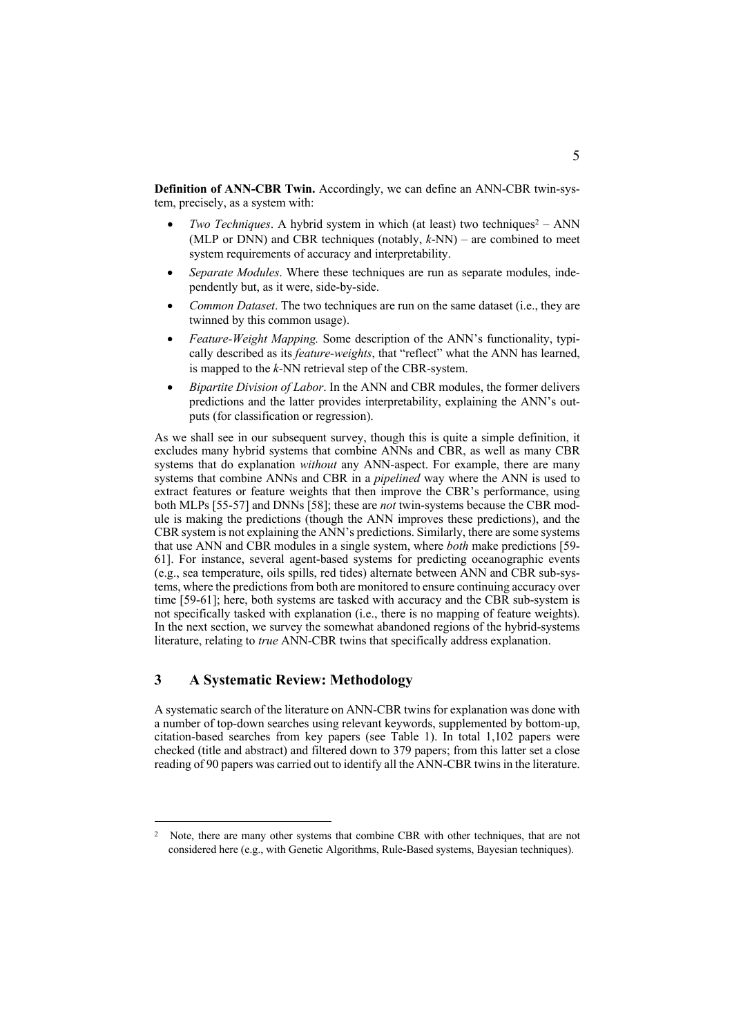**Definition of ANN-CBR Twin.** Accordingly, we can define an ANN-CBR twin-system, precisely, as a system with:

- *Two Techniques*. A hybrid system in which (at least) two techniques[2] – ANN (MLP or DNN) and CBR techniques (notably, *k*-NN) – are combined to meet system requirements of accuracy and interpretability.
- *Separate Modules*. Where these techniques are run as separate modules, independently but, as it were, side-by-side.
- *Common Dataset*. The two techniques are run on the same dataset (i.e., they are twinned by this common usage).
- *Feature-Weight Mapping.* Some description of the ANN's functionality, typically described as its *feature-weights*, that "reflect" what the ANN has learned, is mapped to the *k*-NN retrieval step of the CBR-system.
- *Bipartite Division of Labor*. In the ANN and CBR modules, the former delivers predictions and the latter provides interpretability, explaining the ANN's outputs (for classification or regression).

As we shall see in our subsequent survey, though this is quite a simple definition, it excludes many hybrid systems that combine ANNs and CBR, as well as many CBR systems that do explanation *without* any ANN-aspect. For example, there are many systems that combine ANNs and CBR in a *pipelined* way where the ANN is used to extract features or feature weights that then improve the CBR's performance, using both MLPs [55-57] and DNNs [58]; these are *not* twin-systems because the CBR module is making the predictions (though the ANN improves these predictions), and the CBR system is not explaining the ANN's predictions. Similarly, there are some systems that use ANN and CBR modules in a single system, where *both* make predictions [59-61]. For instance, several agent-based systems for predicting oceanographic events (e.g., sea temperature, oils spills, red tides) alternate between ANN and CBR sub-systems, where the predictions from both are monitored to ensure continuing accuracy over time [59-61]; here, both systems are tasked with accuracy and the CBR sub-system is not specifically tasked with explanation (i.e., there is no mapping of feature weights). In the next section, we survey the somewhat abandoned regions of the hybrid-systems literature, relating to *true* ANN-CBR twins that specifically address explanation.

## 3 A Systematic Review: Methodology

A systematic search of the literature on ANN-CBR twins for explanation was done with a number of top-down searches using relevant keywords, supplemented by bottom-up, citation-based searches from key papers (see Table 1). In total 1,102 papers were checked (title and abstract) and filtered down to 379 papers; from this latter set a close reading of 90 papers was carried out to identify all the ANN-CBR twins in the literature.

[2] Note, there are many other systems that combine CBR with other techniques, that are not considered here (e.g., with Genetic Algorithms, Rule-Based systems, Bayesian techniques).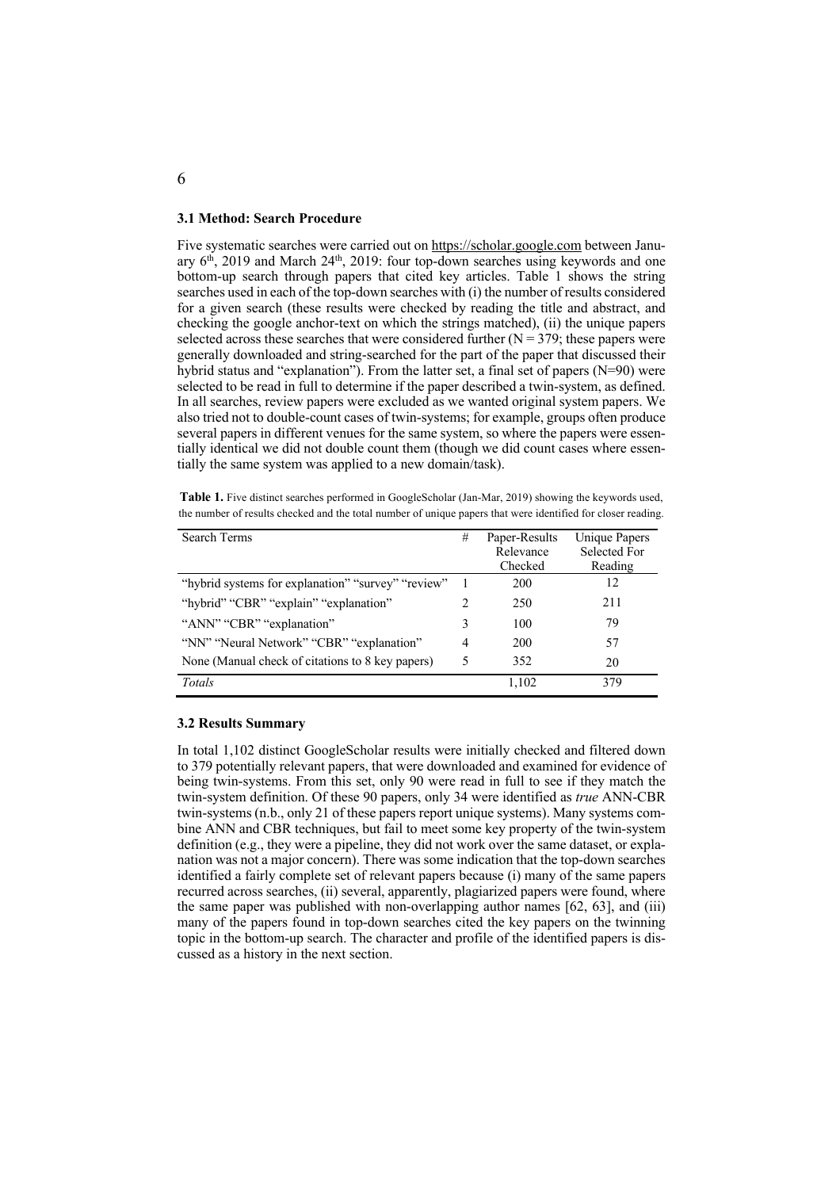### 3.1 Method: Search Procedure

Five systematic searches were carried out on https://scholar.google.com between January 6th, 2019 and March 24th, 2019: four top-down searches using keywords and one bottom-up search through papers that cited key articles. Table 1 shows the string searches used in each of the top-down searches with (i) the number of results considered for a given search (these results were checked by reading the title and abstract, and checking the google anchor-text on which the strings matched), (ii) the unique papers selected across these searches that were considered further (N = 379; these papers were generally downloaded and string-searched for the part of the paper that discussed their hybrid status and "explanation"). From the latter set, a final set of papers (N=90) were selected to be read in full to determine if the paper described a twin-system, as defined. In all searches, review papers were excluded as we wanted original system papers. We also tried not to double-count cases of twin-systems; for example, groups often produce several papers in different venues for the same system, so where the papers were essentially identical we did not double count them (though we did count cases where essentially the same system was applied to a new domain/task).

**Table 1.** Five distinct searches performed in GoogleScholar (Jan-Mar, 2019) showing the keywords used, the number of results checked and the total number of unique papers that were identified for closer reading.

| Search Terms | # | Paper-Results Relevance Checked | Unique Papers Selected For Reading |
|---|---|---|---|
| "hybrid systems for explanation" "survey" "review" | 1 | 200 | 12 |
| "hybrid" "CBR" "explain" "explanation" | 2 | 250 | 211 |
| "ANN" "CBR" "explanation" | 3 | 100 | 79 |
| "NN" "Neural Network" "CBR" "explanation" | 4 | 200 | 57 |
| None (Manual check of citations to 8 key papers) | 5 | 352 | 20 |
| *Totals* | | 1,102 | 379 |

### 3.2 Results Summary

In total 1,102 distinct GoogleScholar results were initially checked and filtered down to 379 potentially relevant papers, that were downloaded and examined for evidence of being twin-systems. From this set, only 90 were read in full to see if they match the twin-system definition. Of these 90 papers, only 34 were identified as *true* ANN-CBR twin-systems (n.b., only 21 of these papers report unique systems). Many systems combine ANN and CBR techniques, but fail to meet some key property of the twin-system definition (e.g., they were a pipeline, they did not work over the same dataset, or explanation was not a major concern). There was some indication that the top-down searches identified a fairly complete set of relevant papers because (i) many of the same papers recurred across searches, (ii) several, apparently, plagiarized papers were found, where the same paper was published with non-overlapping author names [62, 63], and (iii) many of the papers found in top-down searches cited the key papers on the twinning topic in the bottom-up search. The character and profile of the identified papers is discussed as a history in the next section.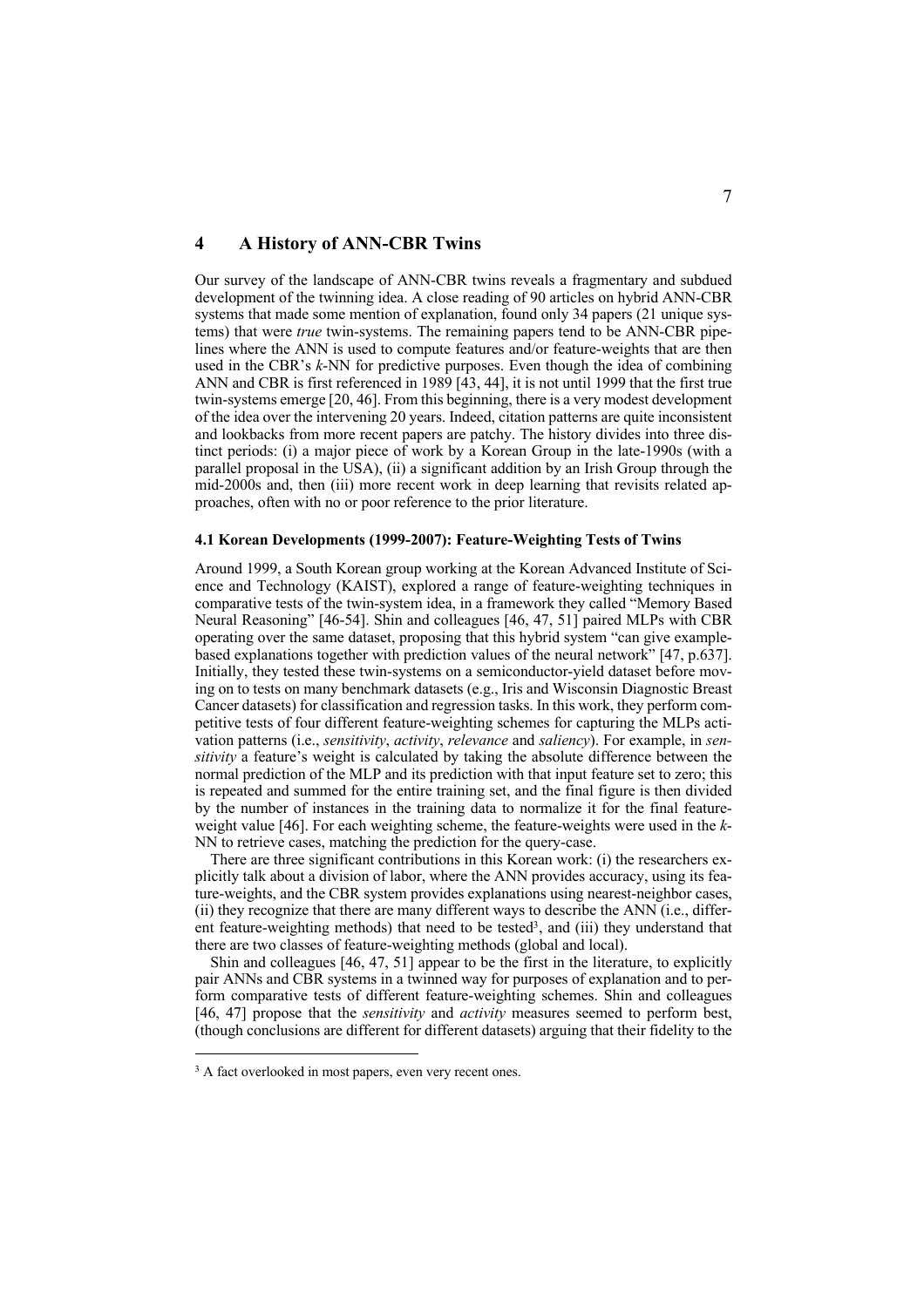## 4 A History of ANN-CBR Twins

Our survey of the landscape of ANN-CBR twins reveals a fragmentary and subdued development of the twinning idea. A close reading of 90 articles on hybrid ANN-CBR systems that made some mention of explanation, found only 34 papers (21 unique systems) that were *true* twin-systems. The remaining papers tend to be ANN-CBR pipelines where the ANN is used to compute features and/or feature-weights that are then used in the CBR's *k*-NN for predictive purposes. Even though the idea of combining ANN and CBR is first referenced in 1989 [43, 44], it is not until 1999 that the first true twin-systems emerge [20, 46]. From this beginning, there is a very modest development of the idea over the intervening 20 years. Indeed, citation patterns are quite inconsistent and lookbacks from more recent papers are patchy. The history divides into three distinct periods: (i) a major piece of work by a Korean Group in the late-1990s (with a parallel proposal in the USA), (ii) a significant addition by an Irish Group through the mid-2000s and, then (iii) more recent work in deep learning that revisits related approaches, often with no or poor reference to the prior literature.

### 4.1 Korean Developments (1999-2007): Feature-Weighting Tests of Twins

Around 1999, a South Korean group working at the Korean Advanced Institute of Science and Technology (KAIST), explored a range of feature-weighting techniques in comparative tests of the twin-system idea, in a framework they called "Memory Based Neural Reasoning" [46-54]. Shin and colleagues [46, 47, 51] paired MLPs with CBR operating over the same dataset, proposing that this hybrid system "can give example-based explanations together with prediction values of the neural network" [47, p.637]. Initially, they tested these twin-systems on a semiconductor-yield dataset before moving on to tests on many benchmark datasets (e.g., Iris and Wisconsin Diagnostic Breast Cancer datasets) for classification and regression tasks. In this work, they perform competitive tests of four different feature-weighting schemes for capturing the MLPs activation patterns (i.e., *sensitivity*, *activity*, *relevance* and *saliency*). For example, in *sensitivity* a feature's weight is calculated by taking the absolute difference between the normal prediction of the MLP and its prediction with that input feature set to zero; this is repeated and summed for the entire training set, and the final figure is then divided by the number of instances in the training data to normalize it for the final feature-weight value [46]. For each weighting scheme, the feature-weights were used in the *k*-NN to retrieve cases, matching the prediction for the query-case.

There are three significant contributions in this Korean work: (i) the researchers explicitly talk about a division of labor, where the ANN provides accuracy, using its feature-weights, and the CBR system provides explanations using nearest-neighbor cases, (ii) they recognize that there are many different ways to describe the ANN (i.e., different feature-weighting methods) that need to be tested[3], and (iii) they understand that there are two classes of feature-weighting methods (global and local).

Shin and colleagues [46, 47, 51] appear to be the first in the literature, to explicitly pair ANNs and CBR systems in a twinned way for purposes of explanation and to perform comparative tests of different feature-weighting schemes. Shin and colleagues [46, 47] propose that the *sensitivity* and *activity* measures seemed to perform best, (though conclusions are different for different datasets) arguing that their fidelity to the

---

[3] A fact overlooked in most papers, even very recent ones.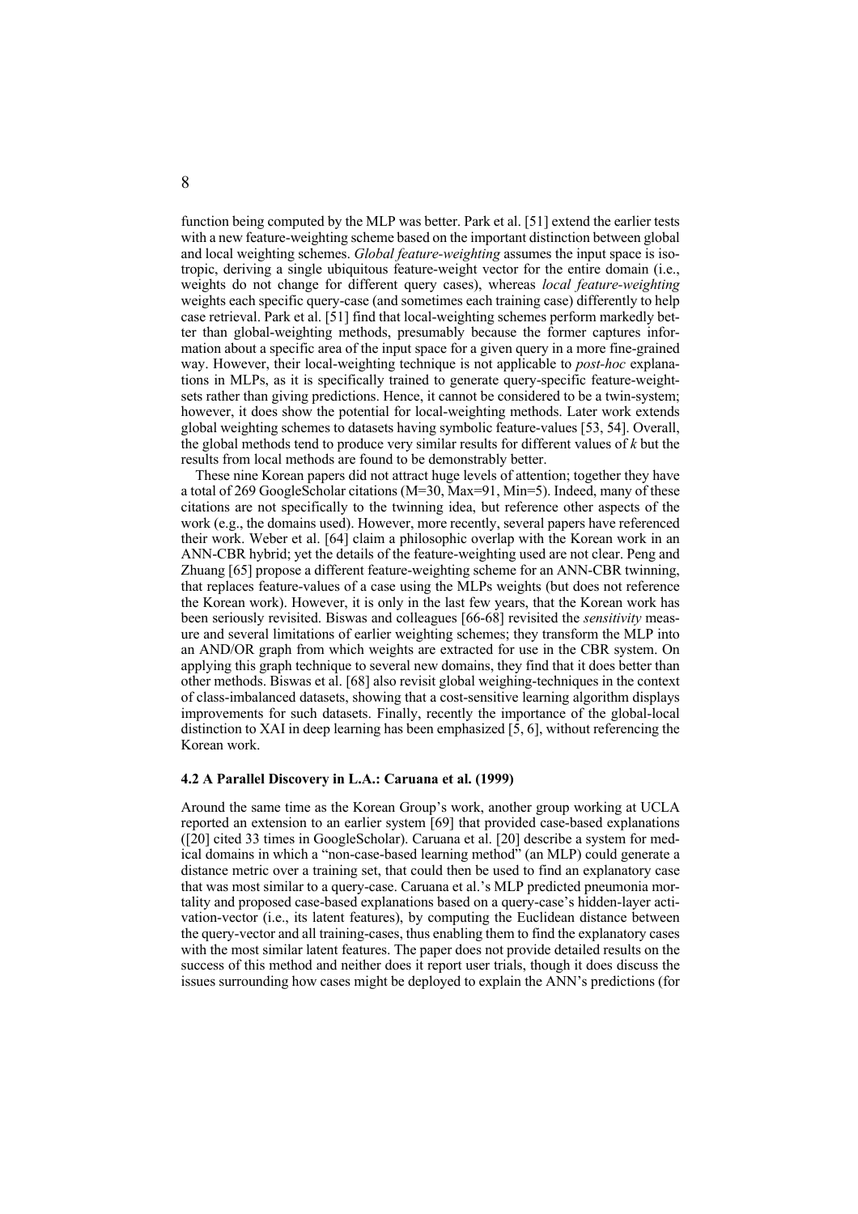function being computed by the MLP was better. Park et al. [51] extend the earlier tests with a new feature-weighting scheme based on the important distinction between global and local weighting schemes. *Global feature-weighting* assumes the input space is isotropic, deriving a single ubiquitous feature-weight vector for the entire domain (i.e., weights do not change for different query cases), whereas *local feature-weighting* weights each specific query-case (and sometimes each training case) differently to help case retrieval. Park et al. [51] find that local-weighting schemes perform markedly better than global-weighting methods, presumably because the former captures information about a specific area of the input space for a given query in a more fine-grained way. However, their local-weighting technique is not applicable to *post-hoc* explanations in MLPs, as it is specifically trained to generate query-specific feature-weight-sets rather than giving predictions. Hence, it cannot be considered to be a twin-system; however, it does show the potential for local-weighting methods. Later work extends global weighting schemes to datasets having symbolic feature-values [53, 54]. Overall, the global methods tend to produce very similar results for different values of *k* but the results from local methods are found to be demonstrably better.

These nine Korean papers did not attract huge levels of attention; together they have a total of 269 GoogleScholar citations (M=30, Max=91, Min=5). Indeed, many of these citations are not specifically to the twinning idea, but reference other aspects of the work (e.g., the domains used). However, more recently, several papers have referenced their work. Weber et al. [64] claim a philosophic overlap with the Korean work in an ANN-CBR hybrid; yet the details of the feature-weighting used are not clear. Peng and Zhuang [65] propose a different feature-weighting scheme for an ANN-CBR twinning, that replaces feature-values of a case using the MLPs weights (but does not reference the Korean work). However, it is only in the last few years, that the Korean work has been seriously revisited. Biswas and colleagues [66-68] revisited the *sensitivity* measure and several limitations of earlier weighting schemes; they transform the MLP into an AND/OR graph from which weights are extracted for use in the CBR system. On applying this graph technique to several new domains, they find that it does better than other methods. Biswas et al. [68] also revisit global weighing-techniques in the context of class-imbalanced datasets, showing that a cost-sensitive learning algorithm displays improvements for such datasets. Finally, recently the importance of the global-local distinction to XAI in deep learning has been emphasized [5, 6], without referencing the Korean work.

### 4.2 A Parallel Discovery in L.A.: Caruana et al. (1999)

Around the same time as the Korean Group's work, another group working at UCLA reported an extension to an earlier system [69] that provided case-based explanations ([20] cited 33 times in GoogleScholar). Caruana et al. [20] describe a system for medical domains in which a "non-case-based learning method" (an MLP) could generate a distance metric over a training set, that could then be used to find an explanatory case that was most similar to a query-case. Caruana et al.'s MLP predicted pneumonia mortality and proposed case-based explanations based on a query-case's hidden-layer activation-vector (i.e., its latent features), by computing the Euclidean distance between the query-vector and all training-cases, thus enabling them to find the explanatory cases with the most similar latent features. The paper does not provide detailed results on the success of this method and neither does it report user trials, though it does discuss the issues surrounding how cases might be deployed to explain the ANN's predictions (for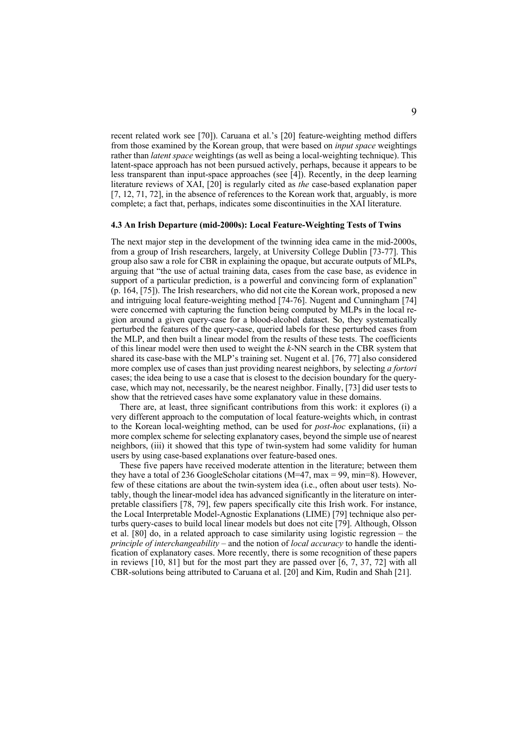recent related work see [70]). Caruana et al.'s [20] feature-weighting method differs from those examined by the Korean group, that were based on *input space* weightings rather than *latent space* weightings (as well as being a local-weighting technique). This latent-space approach has not been pursued actively, perhaps, because it appears to be less transparent than input-space approaches (see [4]). Recently, in the deep learning literature reviews of XAI, [20] is regularly cited as *the* case-based explanation paper [7, 12, 71, 72], in the absence of references to the Korean work that, arguably, is more complete; a fact that, perhaps, indicates some discontinuities in the XAI literature.

### 4.3 An Irish Departure (mid-2000s): Local Feature-Weighting Tests of Twins

The next major step in the development of the twinning idea came in the mid-2000s, from a group of Irish researchers, largely, at University College Dublin [73-77]. This group also saw a role for CBR in explaining the opaque, but accurate outputs of MLPs, arguing that "the use of actual training data, cases from the case base, as evidence in support of a particular prediction, is a powerful and convincing form of explanation" (p. 164, [75]). The Irish researchers, who did not cite the Korean work, proposed a new and intriguing local feature-weighting method [74-76]. Nugent and Cunningham [74] were concerned with capturing the function being computed by MLPs in the local region around a given query-case for a blood-alcohol dataset. So, they systematically perturbed the features of the query-case, queried labels for these perturbed cases from the MLP, and then built a linear model from the results of these tests. The coefficients of this linear model were then used to weight the *k*-NN search in the CBR system that shared its case-base with the MLP's training set. Nugent et al. [76, 77] also considered more complex use of cases than just providing nearest neighbors, by selecting *a fortori* cases; the idea being to use a case that is closest to the decision boundary for the query-case, which may not, necessarily, be the nearest neighbor. Finally, [73] did user tests to show that the retrieved cases have some explanatory value in these domains.

There are, at least, three significant contributions from this work: it explores (i) a very different approach to the computation of local feature-weights which, in contrast to the Korean local-weighting method, can be used for *post-hoc* explanations, (ii) a more complex scheme for selecting explanatory cases, beyond the simple use of nearest neighbors, (iii) it showed that this type of twin-system had some validity for human users by using case-based explanations over feature-based ones.

These five papers have received moderate attention in the literature; between them they have a total of 236 GoogleScholar citations (M=47, max = 99, min=8). However, few of these citations are about the twin-system idea (i.e., often about user tests). Notably, though the linear-model idea has advanced significantly in the literature on interpretable classifiers [78, 79], few papers specifically cite this Irish work. For instance, the Local Interpretable Model-Agnostic Explanations (LIME) [79] technique also perturbs query-cases to build local linear models but does not cite [79]. Although, Olsson et al. [80] do, in a related approach to case similarity using logistic regression – the *principle of interchangeability* – and the notion of *local accuracy* to handle the identification of explanatory cases. More recently, there is some recognition of these papers in reviews [10, 81] but for the most part they are passed over [6, 7, 37, 72] with all CBR-solutions being attributed to Caruana et al. [20] and Kim, Rudin and Shah [21].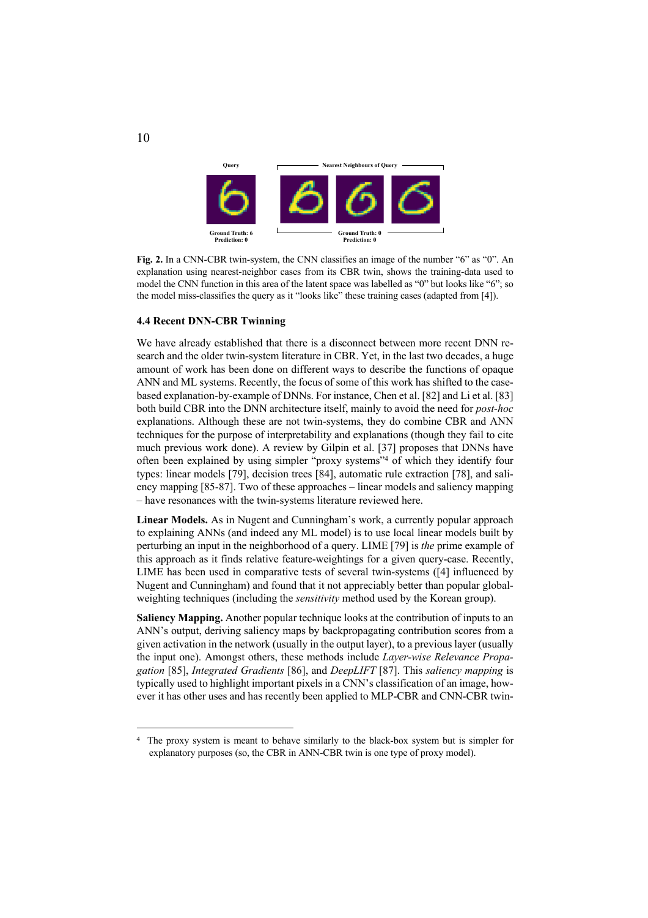Fig. 2. In a CNN-CBR twin-system, the CNN classifies an image of the number "6" as "0". An explanation using nearest-neighbor cases from its CBR twin, shows the training-data used to model the CNN function in this area of the latent space was labelled as "0" but looks like "6"; so the model miss-classifies the query as it "looks like" these training cases (adapted from [4]).

### 4.4 Recent DNN-CBR Twinning

We have already established that there is a disconnect between more recent DNN research and the older twin-system literature in CBR. Yet, in the last two decades, a huge amount of work has been done on different ways to describe the functions of opaque ANN and ML systems. Recently, the focus of some of this work has shifted to the case-based explanation-by-example of DNNs. For instance, Chen et al. [82] and Li et al. [83] both build CBR into the DNN architecture itself, mainly to avoid the need for *post-hoc* explanations. Although these are not twin-systems, they do combine CBR and ANN techniques for the purpose of interpretability and explanations (though they fail to cite much previous work done). A review by Gilpin et al. [37] proposes that DNNs have often been explained by using simpler "proxy systems"[4] of which they identify four types: linear models [79], decision trees [84], automatic rule extraction [78], and saliency mapping [85-87]. Two of these approaches – linear models and saliency mapping – have resonances with the twin-systems literature reviewed here.

**Linear Models.** As in Nugent and Cunningham's work, a currently popular approach to explaining ANNs (and indeed any ML model) is to use local linear models built by perturbing an input in the neighborhood of a query. LIME [79] is *the* prime example of this approach as it finds relative feature-weightings for a given query-case. Recently, LIME has been used in comparative tests of several twin-systems ([4] influenced by Nugent and Cunningham) and found that it not appreciably better than popular global-weighting techniques (including the *sensitivity* method used by the Korean group).

**Saliency Mapping.** Another popular technique looks at the contribution of inputs to an ANN's output, deriving saliency maps by backpropagating contribution scores from a given activation in the network (usually in the output layer), to a previous layer (usually the input one). Amongst others, these methods include *Layer-wise Relevance Propagation* [85], *Integrated Gradients* [86], and *DeepLIFT* [87]. This *saliency mapping* is typically used to highlight important pixels in a CNN's classification of an image, however it has other uses and has recently been applied to MLP-CBR and CNN-CBR twin-

---

[4] The proxy system is meant to behave similarly to the black-box system but is simpler for explanatory purposes (so, the CBR in ANN-CBR twin is one type of proxy model).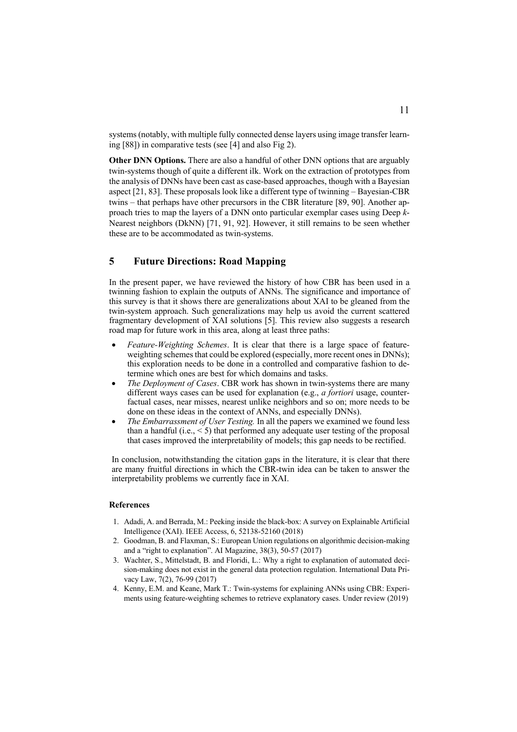systems (notably, with multiple fully connected dense layers using image transfer learning [88]) in comparative tests (see [4] and also Fig 2).

**Other DNN Options.** There are also a handful of other DNN options that are arguably twin-systems though of quite a different ilk. Work on the extraction of prototypes from the analysis of DNNs have been cast as case-based approaches, though with a Bayesian aspect [21, 83]. These proposals look like a different type of twinning – Bayesian-CBR twins – that perhaps have other precursors in the CBR literature [89, 90]. Another approach tries to map the layers of a DNN onto particular exemplar cases using Deep *k*-Nearest neighbors (DkNN) [71, 91, 92]. However, it still remains to be seen whether these are to be accommodated as twin-systems.

## 5 Future Directions: Road Mapping

In the present paper, we have reviewed the history of how CBR has been used in a twinning fashion to explain the outputs of ANNs. The significance and importance of this survey is that it shows there are generalizations about XAI to be gleaned from the twin-system approach. Such generalizations may help us avoid the current scattered fragmentary development of XAI solutions [5]. This review also suggests a research road map for future work in this area, along at least three paths:

- *Feature-Weighting Schemes*. It is clear that there is a large space of feature-weighting schemes that could be explored (especially, more recent ones in DNNs); this exploration needs to be done in a controlled and comparative fashion to determine which ones are best for which domains and tasks.
- *The Deployment of Cases*. CBR work has shown in twin-systems there are many different ways cases can be used for explanation (e.g., *a fortiori* usage, counterfactual cases, near misses, nearest unlike neighbors and so on; more needs to be done on these ideas in the context of ANNs, and especially DNNs).
- *The Embarrassment of User Testing.* In all the papers we examined we found less than a handful (i.e., < 5) that performed any adequate user testing of the proposal that cases improved the interpretability of models; this gap needs to be rectified.

In conclusion, notwithstanding the citation gaps in the literature, it is clear that there are many fruitful directions in which the CBR-twin idea can be taken to answer the interpretability problems we currently face in XAI.

### References

1. Adadi, A. and Berrada, M.: Peeking inside the black-box: A survey on Explainable Artificial Intelligence (XAI). IEEE Access, 6, 52138-52160 (2018)
2. Goodman, B. and Flaxman, S.: European Union regulations on algorithmic decision-making and a "right to explanation". AI Magazine, 38(3), 50-57 (2017)
3. Wachter, S., Mittelstadt, B. and Floridi, L.: Why a right to explanation of automated decision-making does not exist in the general data protection regulation. International Data Privacy Law, 7(2), 76-99 (2017)
4. Kenny, E.M. and Keane, Mark T.: Twin-systems for explaining ANNs using CBR: Experiments using feature-weighting schemes to retrieve explanatory cases. Under review (2019)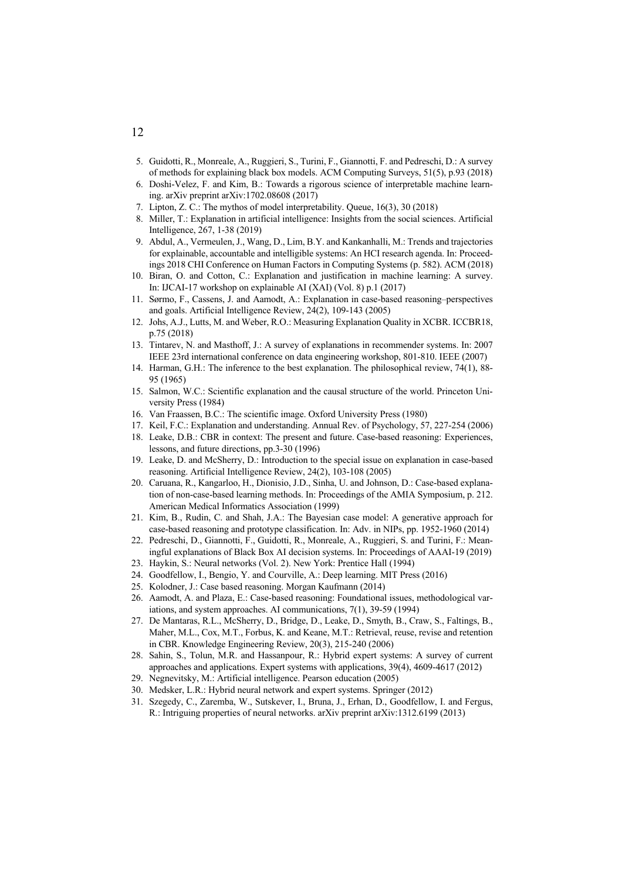5. Guidotti, R., Monreale, A., Ruggieri, S., Turini, F., Giannotti, F. and Pedreschi, D.: A survey of methods for explaining black box models. ACM Computing Surveys, 51(5), p.93 (2018)
6. Doshi-Velez, F. and Kim, B.: Towards a rigorous science of interpretable machine learning. arXiv preprint arXiv:1702.08608 (2017)
7. Lipton, Z. C.: The mythos of model interpretability. Queue, 16(3), 30 (2018)
8. Miller, T.: Explanation in artificial intelligence: Insights from the social sciences. Artificial Intelligence, 267, 1-38 (2019)
9. Abdul, A., Vermeulen, J., Wang, D., Lim, B.Y. and Kankanhalli, M.: Trends and trajectories for explainable, accountable and intelligible systems: An HCI research agenda. In: Proceedings 2018 CHI Conference on Human Factors in Computing Systems (p. 582). ACM (2018)
10. Biran, O. and Cotton, C.: Explanation and justification in machine learning: A survey. In: IJCAI-17 workshop on explainable AI (XAI) (Vol. 8) p.1 (2017)
11. Sørmo, F., Cassens, J. and Aamodt, A.: Explanation in case-based reasoning–perspectives and goals. Artificial Intelligence Review, 24(2), 109-143 (2005)
12. Johs, A.J., Lutts, M. and Weber, R.O.: Measuring Explanation Quality in XCBR. ICCBR18, p.75 (2018)
13. Tintarev, N. and Masthoff, J.: A survey of explanations in recommender systems. In: 2007 IEEE 23rd international conference on data engineering workshop, 801-810. IEEE (2007)
14. Harman, G.H.: The inference to the best explanation. The philosophical review, 74(1), 88-95 (1965)
15. Salmon, W.C.: Scientific explanation and the causal structure of the world. Princeton University Press (1984)
16. Van Fraassen, B.C.: The scientific image. Oxford University Press (1980)
17. Keil, F.C.: Explanation and understanding. Annual Rev. of Psychology, 57, 227-254 (2006)
18. Leake, D.B.: CBR in context: The present and future. Case-based reasoning: Experiences, lessons, and future directions, pp.3-30 (1996)
19. Leake, D. and McSherry, D.: Introduction to the special issue on explanation in case-based reasoning. Artificial Intelligence Review, 24(2), 103-108 (2005)
20. Caruana, R., Kangarloo, H., Dionisio, J.D., Sinha, U. and Johnson, D.: Case-based explanation of non-case-based learning methods. In: Proceedings of the AMIA Symposium, p. 212. American Medical Informatics Association (1999)
21. Kim, B., Rudin, C. and Shah, J.A.: The Bayesian case model: A generative approach for case-based reasoning and prototype classification. In: Adv. in NIPs, pp. 1952-1960 (2014)
22. Pedreschi, D., Giannotti, F., Guidotti, R., Monreale, A., Ruggieri, S. and Turini, F.: Meaningful explanations of Black Box AI decision systems. In: Proceedings of AAAI-19 (2019)
23. Haykin, S.: Neural networks (Vol. 2). New York: Prentice Hall (1994)
24. Goodfellow, I., Bengio, Y. and Courville, A.: Deep learning. MIT Press (2016)
25. Kolodner, J.: Case based reasoning. Morgan Kaufmann (2014)
26. Aamodt, A. and Plaza, E.: Case-based reasoning: Foundational issues, methodological variations, and system approaches. AI communications, 7(1), 39-59 (1994)
27. De Mantaras, R.L., McSherry, D., Bridge, D., Leake, D., Smyth, B., Craw, S., Faltings, B., Maher, M.L., Cox, M.T., Forbus, K. and Keane, M.T.: Retrieval, reuse, revise and retention in CBR. Knowledge Engineering Review, 20(3), 215-240 (2006)
28. Sahin, S., Tolun, M.R. and Hassanpour, R.: Hybrid expert systems: A survey of current approaches and applications. Expert systems with applications, 39(4), 4609-4617 (2012)
29. Negnevitsky, M.: Artificial intelligence. Pearson education (2005)
30. Medsker, L.R.: Hybrid neural network and expert systems. Springer (2012)
31. Szegedy, C., Zaremba, W., Sutskever, I., Bruna, J., Erhan, D., Goodfellow, I. and Fergus, R.: Intriguing properties of neural networks. arXiv preprint arXiv:1312.6199 (2013)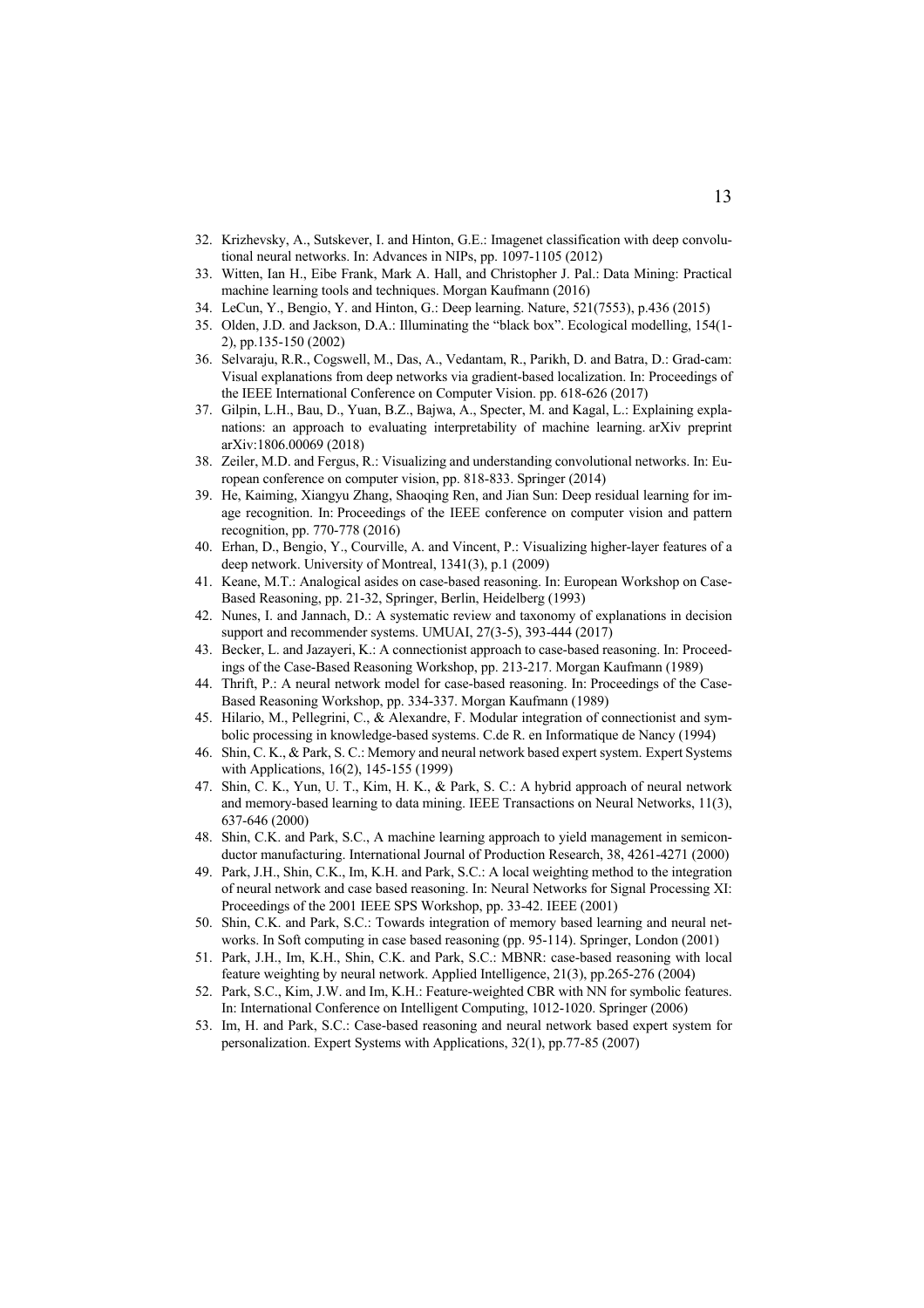32. Krizhevsky, A., Sutskever, I. and Hinton, G.E.: Imagenet classification with deep convolutional neural networks. In: Advances in NIPs, pp. 1097-1105 (2012)
33. Witten, Ian H., Eibe Frank, Mark A. Hall, and Christopher J. Pal.: Data Mining: Practical machine learning tools and techniques. Morgan Kaufmann (2016)
34. LeCun, Y., Bengio, Y. and Hinton, G.: Deep learning. Nature, 521(7553), p.436 (2015)
35. Olden, J.D. and Jackson, D.A.: Illuminating the "black box". Ecological modelling, 154(1-2), pp.135-150 (2002)
36. Selvaraju, R.R., Cogswell, M., Das, A., Vedantam, R., Parikh, D. and Batra, D.: Grad-cam: Visual explanations from deep networks via gradient-based localization. In: Proceedings of the IEEE International Conference on Computer Vision. pp. 618-626 (2017)
37. Gilpin, L.H., Bau, D., Yuan, B.Z., Bajwa, A., Specter, M. and Kagal, L.: Explaining explanations: an approach to evaluating interpretability of machine learning. arXiv preprint arXiv:1806.00069 (2018)
38. Zeiler, M.D. and Fergus, R.: Visualizing and understanding convolutional networks. In: European conference on computer vision, pp. 818-833. Springer (2014)
39. He, Kaiming, Xiangyu Zhang, Shaoqing Ren, and Jian Sun: Deep residual learning for image recognition. In: Proceedings of the IEEE conference on computer vision and pattern recognition, pp. 770-778 (2016)
40. Erhan, D., Bengio, Y., Courville, A. and Vincent, P.: Visualizing higher-layer features of a deep network. University of Montreal, 1341(3), p.1 (2009)
41. Keane, M.T.: Analogical asides on case-based reasoning. In: European Workshop on Case-Based Reasoning, pp. 21-32, Springer, Berlin, Heidelberg (1993)
42. Nunes, I. and Jannach, D.: A systematic review and taxonomy of explanations in decision support and recommender systems. UMUAI, 27(3-5), 393-444 (2017)
43. Becker, L. and Jazayeri, K.: A connectionist approach to case-based reasoning. In: Proceedings of the Case-Based Reasoning Workshop, pp. 213-217. Morgan Kaufmann (1989)
44. Thrift, P.: A neural network model for case-based reasoning. In: Proceedings of the Case-Based Reasoning Workshop, pp. 334-337. Morgan Kaufmann (1989)
45. Hilario, M., Pellegrini, C., & Alexandre, F. Modular integration of connectionist and symbolic processing in knowledge-based systems. C.de R. en Informatique de Nancy (1994)
46. Shin, C. K., & Park, S. C.: Memory and neural network based expert system. Expert Systems with Applications, 16(2), 145-155 (1999)
47. Shin, C. K., Yun, U. T., Kim, H. K., & Park, S. C.: A hybrid approach of neural network and memory-based learning to data mining. IEEE Transactions on Neural Networks, 11(3), 637-646 (2000)
48. Shin, C.K. and Park, S.C., A machine learning approach to yield management in semiconductor manufacturing. International Journal of Production Research, 38, 4261-4271 (2000)
49. Park, J.H., Shin, C.K., Im, K.H. and Park, S.C.: A local weighting method to the integration of neural network and case based reasoning. In: Neural Networks for Signal Processing XI: Proceedings of the 2001 IEEE SPS Workshop, pp. 33-42. IEEE (2001)
50. Shin, C.K. and Park, S.C.: Towards integration of memory based learning and neural networks. In Soft computing in case based reasoning (pp. 95-114). Springer, London (2001)
51. Park, J.H., Im, K.H., Shin, C.K. and Park, S.C.: MBNR: case-based reasoning with local feature weighting by neural network. Applied Intelligence, 21(3), pp.265-276 (2004)
52. Park, S.C., Kim, J.W. and Im, K.H.: Feature-weighted CBR with NN for symbolic features. In: International Conference on Intelligent Computing, 1012-1020. Springer (2006)
53. Im, H. and Park, S.C.: Case-based reasoning and neural network based expert system for personalization. Expert Systems with Applications, 32(1), pp.77-85 (2007)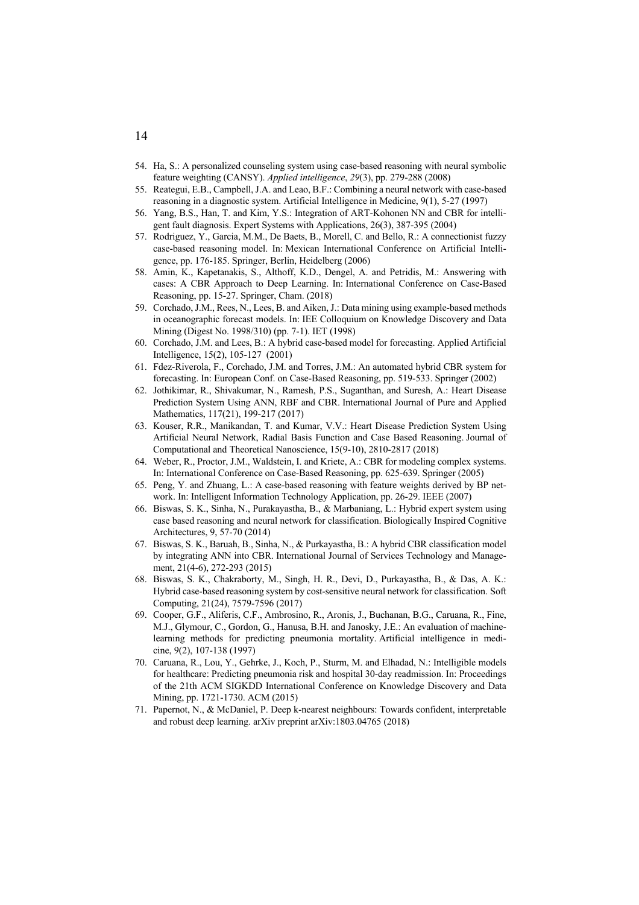54. Ha, S.: A personalized counseling system using case-based reasoning with neural symbolic feature weighting (CANSY). *Applied intelligence*, *29*(3), pp. 279-288 (2008)
55. Reategui, E.B., Campbell, J.A. and Leao, B.F.: Combining a neural network with case-based reasoning in a diagnostic system. Artificial Intelligence in Medicine, 9(1), 5-27 (1997)
56. Yang, B.S., Han, T. and Kim, Y.S.: Integration of ART-Kohonen NN and CBR for intelligent fault diagnosis. Expert Systems with Applications, 26(3), 387-395 (2004)
57. Rodriguez, Y., Garcia, M.M., De Baets, B., Morell, C. and Bello, R.: A connectionist fuzzy case-based reasoning model. In: Mexican International Conference on Artificial Intelligence, pp. 176-185. Springer, Berlin, Heidelberg (2006)
58. Amin, K., Kapetanakis, S., Althoff, K.D., Dengel, A. and Petridis, M.: Answering with cases: A CBR Approach to Deep Learning. In: International Conference on Case-Based Reasoning, pp. 15-27. Springer, Cham. (2018)
59. Corchado, J.M., Rees, N., Lees, B. and Aiken, J.: Data mining using example-based methods in oceanographic forecast models. In: IEE Colloquium on Knowledge Discovery and Data Mining (Digest No. 1998/310) (pp. 7-1). IET (1998)
60. Corchado, J.M. and Lees, B.: A hybrid case-based model for forecasting. Applied Artificial Intelligence, 15(2), 105-127 (2001)
61. Fdez-Riverola, F., Corchado, J.M. and Torres, J.M.: An automated hybrid CBR system for forecasting. In: European Conf. on Case-Based Reasoning, pp. 519-533. Springer (2002)
62. Jothikimar, R., Shivakumar, N., Ramesh, P.S., Suganthan, and Suresh, A.: Heart Disease Prediction System Using ANN, RBF and CBR. International Journal of Pure and Applied Mathematics, 117(21), 199-217 (2017)
63. Kouser, R.R., Manikandan, T. and Kumar, V.V.: Heart Disease Prediction System Using Artificial Neural Network, Radial Basis Function and Case Based Reasoning. Journal of Computational and Theoretical Nanoscience, 15(9-10), 2810-2817 (2018)
64. Weber, R., Proctor, J.M., Waldstein, I. and Kriete, A.: CBR for modeling complex systems. In: International Conference on Case-Based Reasoning, pp. 625-639. Springer (2005)
65. Peng, Y. and Zhuang, L.: A case-based reasoning with feature weights derived by BP network. In: Intelligent Information Technology Application, pp. 26-29. IEEE (2007)
66. Biswas, S. K., Sinha, N., Purakayastha, B., & Marbaniang, L.: Hybrid expert system using case based reasoning and neural network for classification. Biologically Inspired Cognitive Architectures, 9, 57-70 (2014)
67. Biswas, S. K., Baruah, B., Sinha, N., & Purkayastha, B.: A hybrid CBR classification model by integrating ANN into CBR. International Journal of Services Technology and Management, 21(4-6), 272-293 (2015)
68. Biswas, S. K., Chakraborty, M., Singh, H. R., Devi, D., Purkayastha, B., & Das, A. K.: Hybrid case-based reasoning system by cost-sensitive neural network for classification. Soft Computing, 21(24), 7579-7596 (2017)
69. Cooper, G.F., Aliferis, C.F., Ambrosino, R., Aronis, J., Buchanan, B.G., Caruana, R., Fine, M.J., Glymour, C., Gordon, G., Hanusa, B.H. and Janosky, J.E.: An evaluation of machine-learning methods for predicting pneumonia mortality. Artificial intelligence in medicine, 9(2), 107-138 (1997)
70. Caruana, R., Lou, Y., Gehrke, J., Koch, P., Sturm, M. and Elhadad, N.: Intelligible models for healthcare: Predicting pneumonia risk and hospital 30-day readmission. In: Proceedings of the 21th ACM SIGKDD International Conference on Knowledge Discovery and Data Mining, pp. 1721-1730. ACM (2015)
71. Papernot, N., & McDaniel, P. Deep k-nearest neighbours: Towards confident, interpretable and robust deep learning. arXiv preprint arXiv:1803.04765 (2018)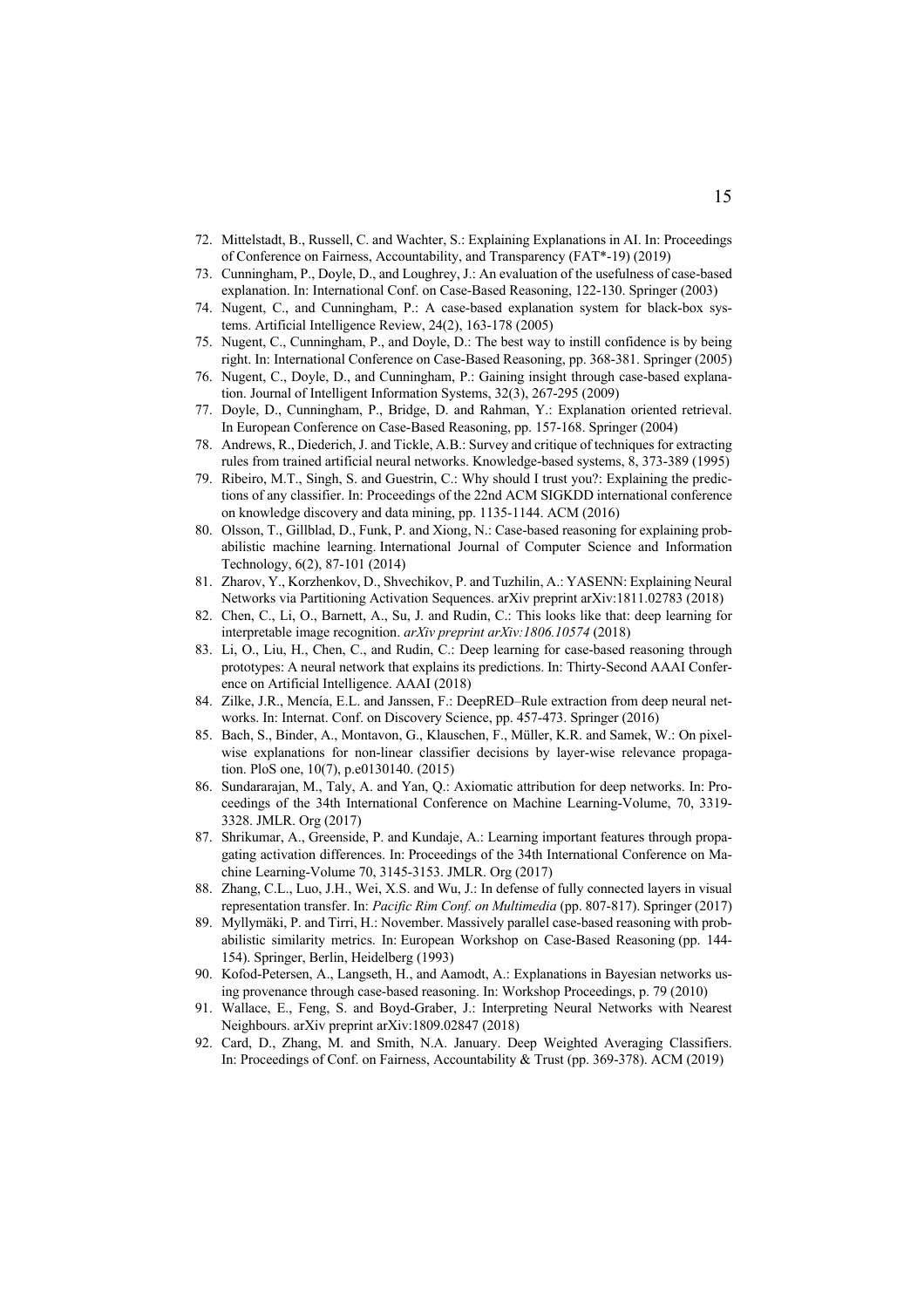72. Mittelstadt, B., Russell, C. and Wachter, S.: Explaining Explanations in AI. In: Proceedings of Conference on Fairness, Accountability, and Transparency (FAT*-19) (2019)
73. Cunningham, P., Doyle, D., and Loughrey, J.: An evaluation of the usefulness of case-based explanation. In: International Conf. on Case-Based Reasoning, 122-130. Springer (2003)
74. Nugent, C., and Cunningham, P.: A case-based explanation system for black-box systems. Artificial Intelligence Review, 24(2), 163-178 (2005)
75. Nugent, C., Cunningham, P., and Doyle, D.: The best way to instill confidence is by being right. In: International Conference on Case-Based Reasoning, pp. 368-381. Springer (2005)
76. Nugent, C., Doyle, D., and Cunningham, P.: Gaining insight through case-based explanation. Journal of Intelligent Information Systems, 32(3), 267-295 (2009)
77. Doyle, D., Cunningham, P., Bridge, D. and Rahman, Y.: Explanation oriented retrieval. In European Conference on Case-Based Reasoning, pp. 157-168. Springer (2004)
78. Andrews, R., Diederich, J. and Tickle, A.B.: Survey and critique of techniques for extracting rules from trained artificial neural networks. Knowledge-based systems, 8, 373-389 (1995)
79. Ribeiro, M.T., Singh, S. and Guestrin, C.: Why should I trust you?: Explaining the predictions of any classifier. In: Proceedings of the 22nd ACM SIGKDD international conference on knowledge discovery and data mining, pp. 1135-1144. ACM (2016)
80. Olsson, T., Gillblad, D., Funk, P. and Xiong, N.: Case-based reasoning for explaining probabilistic machine learning. International Journal of Computer Science and Information Technology, 6(2), 87-101 (2014)
81. Zharov, Y., Korzhenkov, D., Shvechikov, P. and Tuzhilin, A.: YASENN: Explaining Neural Networks via Partitioning Activation Sequences. arXiv preprint arXiv:1811.02783 (2018)
82. Chen, C., Li, O., Barnett, A., Su, J. and Rudin, C.: This looks like that: deep learning for interpretable image recognition. *arXiv preprint arXiv:1806.10574* (2018)
83. Li, O., Liu, H., Chen, C., and Rudin, C.: Deep learning for case-based reasoning through prototypes: A neural network that explains its predictions. In: Thirty-Second AAAI Conference on Artificial Intelligence. AAAI (2018)
84. Zilke, J.R., Mencía, E.L. and Janssen, F.: DeepRED–Rule extraction from deep neural networks. In: Internat. Conf. on Discovery Science, pp. 457-473. Springer (2016)
85. Bach, S., Binder, A., Montavon, G., Klauschen, F., Müller, K.R. and Samek, W.: On pixel-wise explanations for non-linear classifier decisions by layer-wise relevance propagation. PloS one, 10(7), p.e0130140. (2015)
86. Sundararajan, M., Taly, A. and Yan, Q.: Axiomatic attribution for deep networks. In: Proceedings of the 34th International Conference on Machine Learning-Volume, 70, 3319-3328. JMLR. Org (2017)
87. Shrikumar, A., Greenside, P. and Kundaje, A.: Learning important features through propagating activation differences. In: Proceedings of the 34th International Conference on Machine Learning-Volume 70, 3145-3153. JMLR. Org (2017)
88. Zhang, C.L., Luo, J.H., Wei, X.S. and Wu, J.: In defense of fully connected layers in visual representation transfer. In: *Pacific Rim Conf. on Multimedia* (pp. 807-817). Springer (2017)
89. Myllymäki, P. and Tirri, H.: November. Massively parallel case-based reasoning with probabilistic similarity metrics. In: European Workshop on Case-Based Reasoning (pp. 144-154). Springer, Berlin, Heidelberg (1993)
90. Kofod-Petersen, A., Langseth, H., and Aamodt, A.: Explanations in Bayesian networks using provenance through case-based reasoning. In: Workshop Proceedings, p. 79 (2010)
91. Wallace, E., Feng, S. and Boyd-Graber, J.: Interpreting Neural Networks with Nearest Neighbours. arXiv preprint arXiv:1809.02847 (2018)
92. Card, D., Zhang, M. and Smith, N.A. January. Deep Weighted Averaging Classifiers. In: Proceedings of Conf. on Fairness, Accountability & Trust (pp. 369-378). ACM (2019)